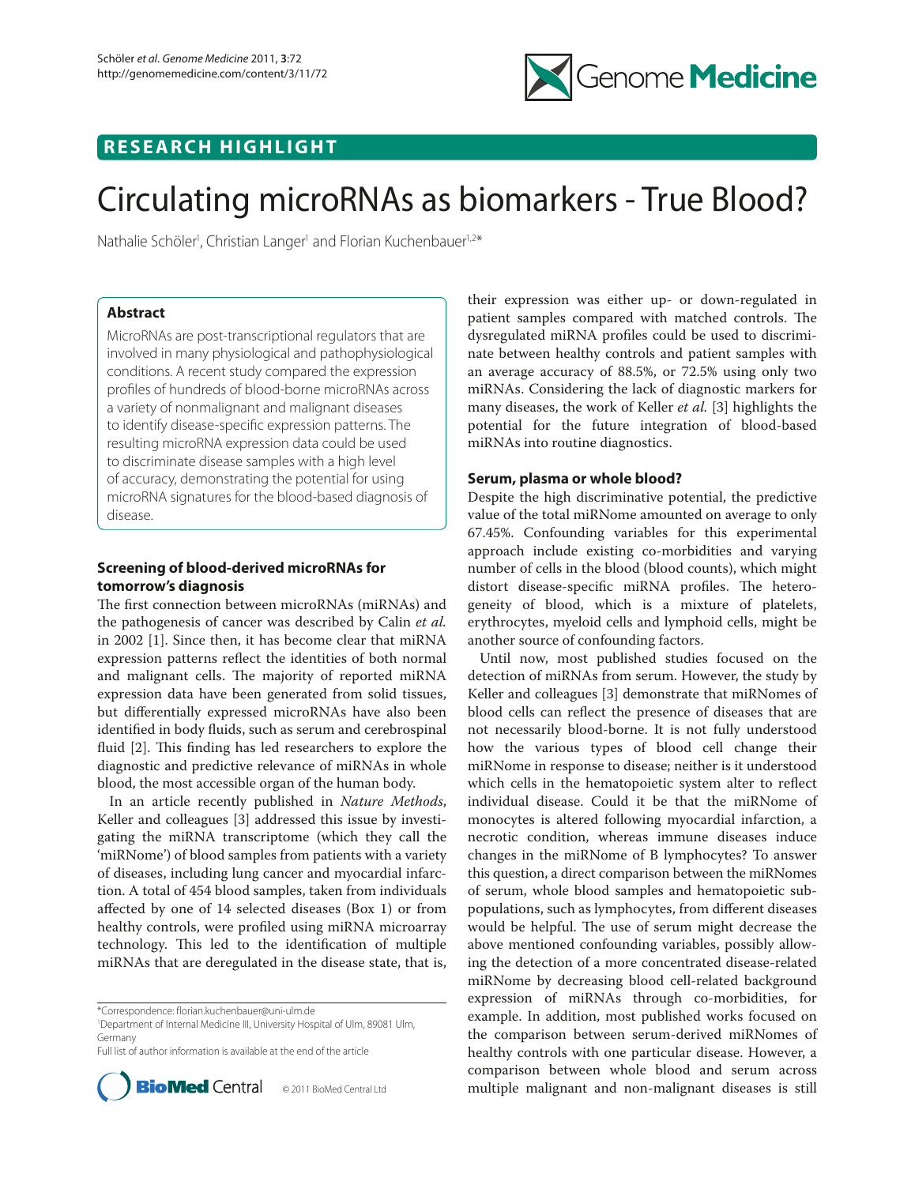## RESEARCH HIGHLIGHT

# Circulating microRNAs as biomarkers - True Blood?

Nathalie Schöler[1], Christian Langer[1] and Florian Kuchenbauer[1,2*]

### Abstract

MicroRNAs are post-transcriptional regulators that are involved in many physiological and pathophysiological conditions. A recent study compared the expression profiles of hundreds of blood-borne microRNAs across a variety of nonmalignant and malignant diseases to identify disease-specific expression patterns. The resulting microRNA expression data could be used to discriminate disease samples with a high level of accuracy, demonstrating the potential for using microRNA signatures for the blood-based diagnosis of disease.

## Screening of blood-derived microRNAs for tomorrow's diagnosis

The first connection between microRNAs (miRNAs) and the pathogenesis of cancer was described by Calin *et al.* in 2002 [1]. Since then, it has become clear that miRNA expression patterns reflect the identities of both normal and malignant cells. The majority of reported miRNA expression data have been generated from solid tissues, but differentially expressed microRNAs have also been identified in body fluids, such as serum and cerebrospinal fluid [2]. This finding has led researchers to explore the diagnostic and predictive relevance of miRNAs in whole blood, the most accessible organ of the human body.

In an article recently published in *Nature Methods*, Keller and colleagues [3] addressed this issue by investigating the miRNA transcriptome (which they call the 'miRNome') of blood samples from patients with a variety of diseases, including lung cancer and myocardial infarction. A total of 454 blood samples, taken from individuals affected by one of 14 selected diseases (Box 1) or from healthy controls, were profiled using miRNA microarray technology. This led to the identification of multiple miRNAs that are deregulated in the disease state, that is, their expression was either up- or down-regulated in patient samples compared with matched controls. The dysregulated miRNA profiles could be used to discriminate between healthy controls and patient samples with an average accuracy of 88.5%, or 72.5% using only two miRNAs. Considering the lack of diagnostic markers for many diseases, the work of Keller *et al.* [3] highlights the potential for the future integration of blood-based miRNAs into routine diagnostics.

## Serum, plasma or whole blood?

Despite the high discriminative potential, the predictive value of the total miRNome amounted on average to only 67.45%. Confounding variables for this experimental approach include existing co-morbidities and varying number of cells in the blood (blood counts), which might distort disease-specific miRNA profiles. The heterogeneity of blood, which is a mixture of platelets, erythrocytes, myeloid cells and lymphoid cells, might be another source of confounding factors.

Until now, most published studies focused on the detection of miRNAs from serum. However, the study by Keller and colleagues [3] demonstrate that miRNomes of blood cells can reflect the presence of diseases that are not necessarily blood-borne. It is not fully understood how the various types of blood cell change their miRNome in response to disease; neither is it understood which cells in the hematopoietic system alter to reflect individual disease. Could it be that the miRNome of monocytes is altered following myocardial infarction, a necrotic condition, whereas immune diseases induce changes in the miRNome of B lymphocytes? To answer this question, a direct comparison between the miRNomes of serum, whole blood samples and hematopoietic subpopulations, such as lymphocytes, from different diseases would be helpful. The use of serum might decrease the above mentioned confounding variables, possibly allowing the detection of a more concentrated disease-related miRNome by decreasing blood cell-related background expression of miRNAs through co-morbidities, for example. In addition, most published works focused on the comparison between serum-derived miRNomes of healthy controls with one particular disease. However, a comparison between whole blood and serum across multiple malignant and non-malignant diseases is still

*Correspondence: florian.kuchenbauer@uni-ulm.de
[1]Department of Internal Medicine III, University Hospital of Ulm, 89081 Ulm, Germany
Full list of author information is available at the end of the article

© 2011 BioMed Central Ltd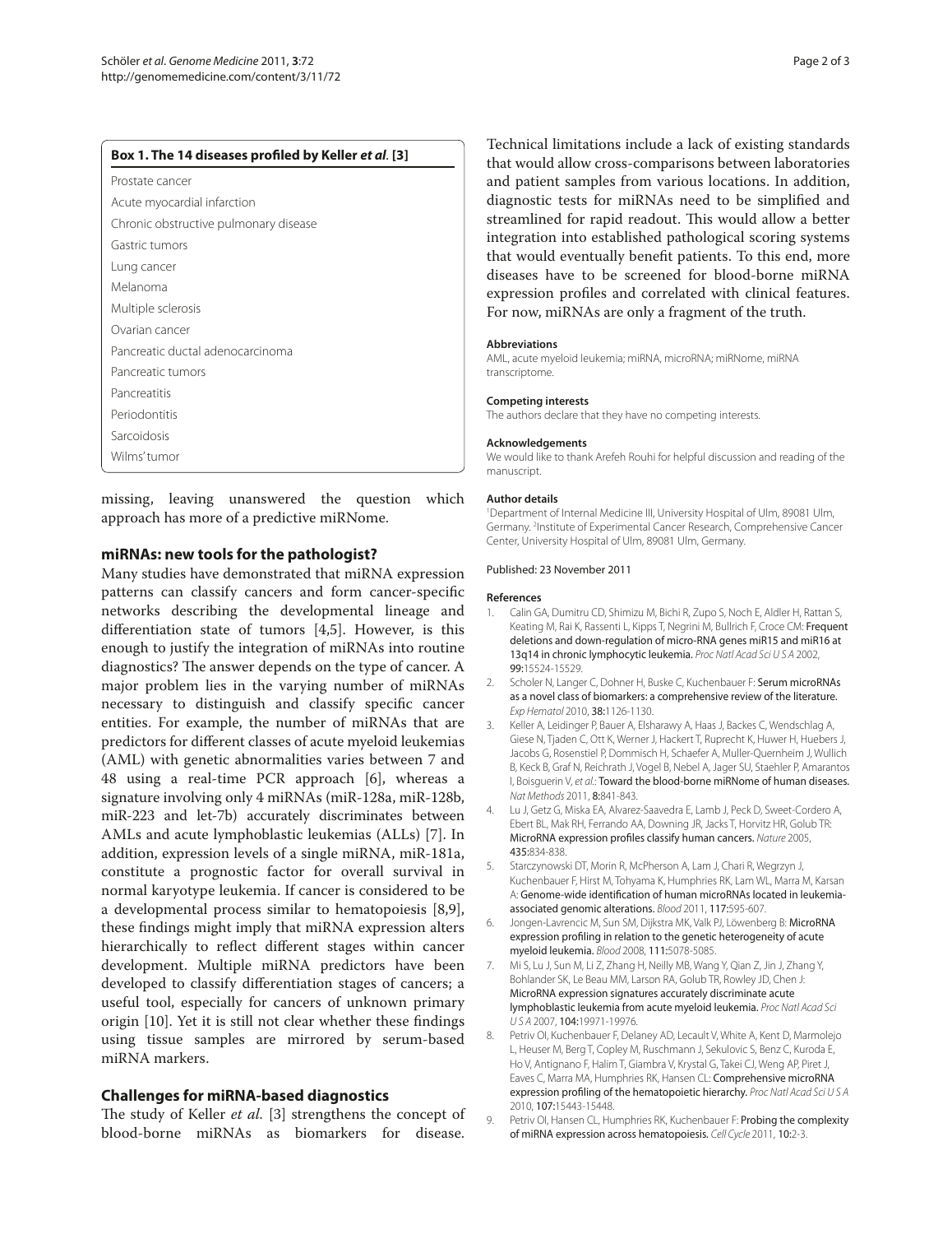**Box 1. The 14 diseases profiled by Keller *et al*. [3]**

- Prostate cancer
- Acute myocardial infarction
- Chronic obstructive pulmonary disease
- Gastric tumors
- Lung cancer
- Melanoma
- Multiple sclerosis
- Ovarian cancer
- Pancreatic ductal adenocarcinoma
- Pancreatic tumors
- Pancreatitis
- Periodontitis
- Sarcoidosis
- Wilms' tumor

missing, leaving unanswered the question which approach has more of a predictive miRNome.

## miRNAs: new tools for the pathologist?

Many studies have demonstrated that miRNA expression patterns can classify cancers and form cancer-specific networks describing the developmental lineage and differentiation state of tumors [4,5]. However, is this enough to justify the integration of miRNAs into routine diagnostics? The answer depends on the type of cancer. A major problem lies in the varying number of miRNAs necessary to distinguish and classify specific cancer entities. For example, the number of miRNAs that are predictors for different classes of acute myeloid leukemias (AML) with genetic abnormalities varies between 7 and 48 using a real-time PCR approach [6], whereas a signature involving only 4 miRNAs (miR-128a, miR-128b, miR-223 and let-7b) accurately discriminates between AMLs and acute lymphoblastic leukemias (ALLs) [7]. In addition, expression levels of a single miRNA, miR-181a, constitute a prognostic factor for overall survival in normal karyotype leukemia. If cancer is considered to be a developmental process similar to hematopoiesis [8,9], these findings might imply that miRNA expression alters hierarchically to reflect different stages within cancer development. Multiple miRNA predictors have been developed to classify differentiation stages of cancers; a useful tool, especially for cancers of unknown primary origin [10]. Yet it is still not clear whether these findings using tissue samples are mirrored by serum-based miRNA markers.

## Challenges for miRNA-based diagnostics

The study of Keller *et al.* [3] strengthens the concept of blood-borne miRNAs as biomarkers for disease. Technical limitations include a lack of existing standards that would allow cross-comparisons between laboratories and patient samples from various locations. In addition, diagnostic tests for miRNAs need to be simplified and streamlined for rapid readout. This would allow a better integration into established pathological scoring systems that would eventually benefit patients. To this end, more diseases have to be screened for blood-borne miRNA expression profiles and correlated with clinical features. For now, miRNAs are only a fragment of the truth.

#### Abbreviations

AML, acute myeloid leukemia; miRNA, microRNA; miRNome, miRNA transcriptome.

#### Competing interests

The authors declare that they have no competing interests.

#### Acknowledgements

We would like to thank Arefeh Rouhi for helpful discussion and reading of the manuscript.

#### Author details

[1]Department of Internal Medicine III, University Hospital of Ulm, 89081 Ulm, Germany. [2]Institute of Experimental Cancer Research, Comprehensive Cancer Center, University Hospital of Ulm, 89081 Ulm, Germany.

Published: 23 November 2011

#### References

1. Calin GA, Dumitru CD, Shimizu M, Bichi R, Zupo S, Noch E, Aldler H, Rattan S, Keating M, Rai K, Rassenti L, Kipps T, Negrini M, Bullrich F, Croce CM: **Frequent deletions and down-regulation of micro-RNA genes miR15 and miR16 at 13q14 in chronic lymphocytic leukemia.** *Proc Natl Acad Sci U S A* 2002, **99:**15524-15529.
2. Scholer N, Langer C, Dohner H, Buske C, Kuchenbauer F: **Serum microRNAs as a novel class of biomarkers: a comprehensive review of the literature.** *Exp Hematol* 2010, **38:**1126-1130.
3. Keller A, Leidinger P, Bauer A, Elsharawy A, Haas J, Backes C, Wendschlag A, Giese N, Tjaden C, Ott K, Werner J, Hackert T, Ruprecht K, Huwer H, Huebers J, Jacobs G, Rosenstiel P, Dommisch H, Schaefer A, Muller-Quernheim J, Wullich B, Keck B, Graf N, Reichrath J, Vogel B, Nebel A, Jager SU, Staehler P, Amarantos I, Boisguerin V, *et al.*: **Toward the blood-borne miRNome of human diseases.** *Nat Methods* 2011, **8:**841-843.
4. Lu J, Getz G, Miska EA, Alvarez-Saavedra E, Lamb J, Peck D, Sweet-Cordero A, Ebert BL, Mak RH, Ferrando AA, Downing JR, Jacks T, Horvitz HR, Golub TR: **MicroRNA expression profiles classify human cancers.** *Nature* 2005, **435:**834-838.
5. Starczynowski DT, Morin R, McPherson A, Lam J, Chari R, Wegrzyn J, Kuchenbauer F, Hirst M, Tohyama K, Humphries RK, Lam WL, Marra M, Karsan A: **Genome-wide identification of human microRNAs located in leukemia-associated genomic alterations.** *Blood* 2011, **117:**595-607.
6. Jongen-Lavrencic M, Sun SM, Dijkstra MK, Valk PJ, Löwenberg B: **MicroRNA expression profiling in relation to the genetic heterogeneity of acute myeloid leukemia.** *Blood* 2008, **111:**5078-5085.
7. Mi S, Lu J, Sun M, Li Z, Zhang H, Neilly MB, Wang Y, Qian Z, Jin J, Zhang Y, Bohlander SK, Le Beau MM, Larson RA, Golub TR, Rowley JD, Chen J: **MicroRNA expression signatures accurately discriminate acute lymphoblastic leukemia from acute myeloid leukemia.** *Proc Natl Acad Sci U S A* 2007, **104:**19971-19976.
8. Petriv OI, Kuchenbauer F, Delaney AD, Lecault V, White A, Kent D, Marmolejo L, Heuser M, Berg T, Copley M, Ruschmann J, Sekulovic S, Benz C, Kuroda E, Ho V, Antignano F, Halim T, Giambra V, Krystal G, Takei CJ, Weng AP, Piret J, Eaves C, Marra MA, Humphries RK, Hansen CL: **Comprehensive microRNA expression profiling of the hematopoietic hierarchy.** *Proc Natl Acad Sci U S A* 2010, **107:**15443-15448.
9. Petriv OI, Hansen CL, Humphries RK, Kuchenbauer F: **Probing the complexity of miRNA expression across hematopoiesis.** *Cell Cycle* 2011, **10:**2-3.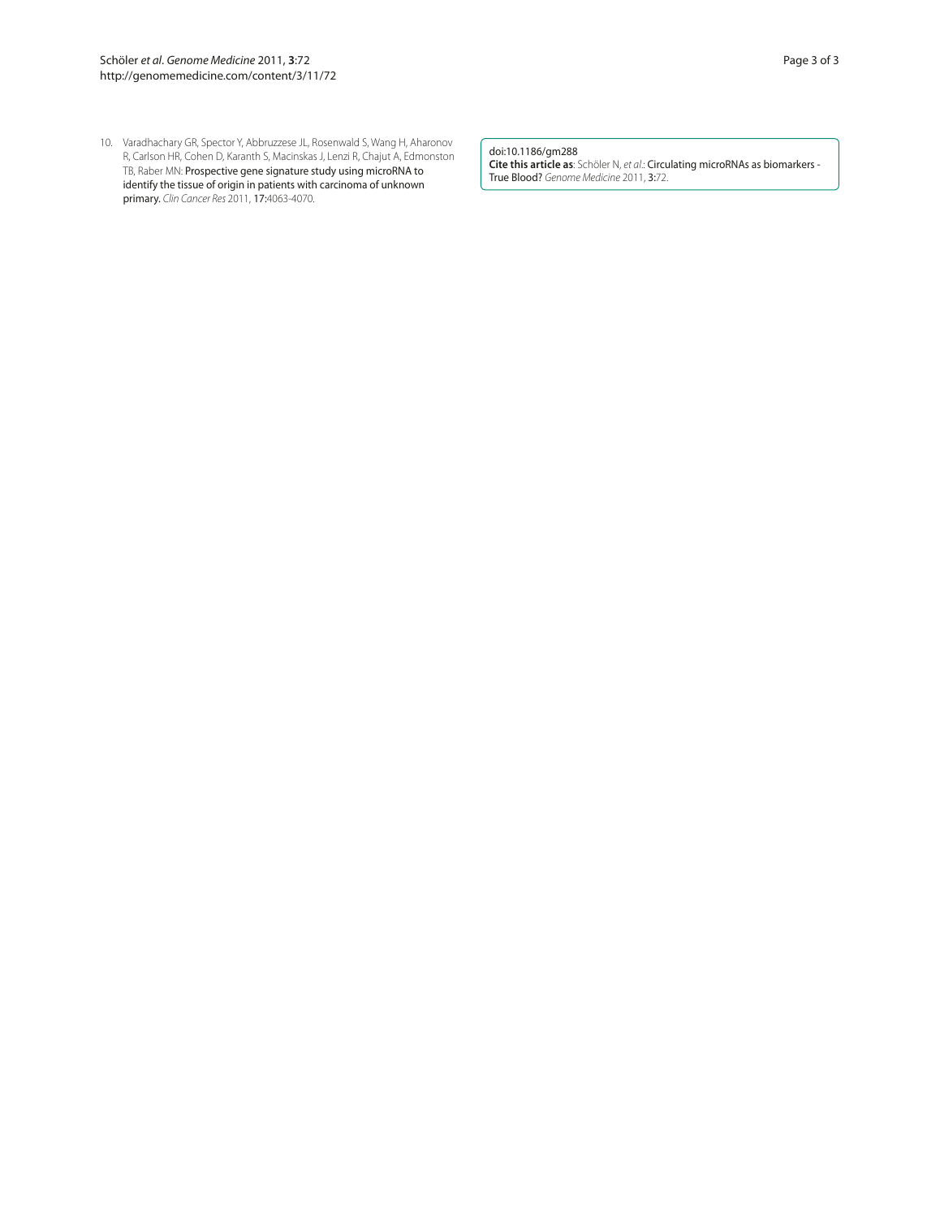10. Varadhachary GR, Spector Y, Abbruzzese JL, Rosenwald S, Wang H, Aharonov R, Carlson HR, Cohen D, Karanth S, Macinskas J, Lenzi R, Chajut A, Edmonston TB, Raber MN: **Prospective gene signature study using microRNA to identify the tissue of origin in patients with carcinoma of unknown primary.** *Clin Cancer Res* 2011, **17**:4063-4070.

doi:10.1186/gm288
**Cite this article as**: Schöler N, *et al.*: **Circulating microRNAs as biomarkers - True Blood?** *Genome Medicine* 2011, **3**:72.